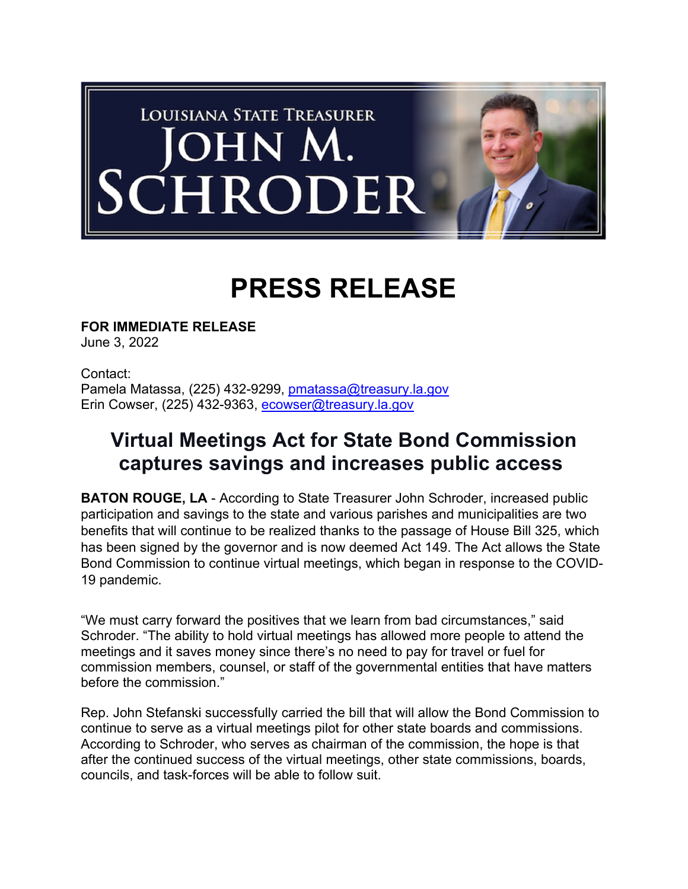LOUISIANA STATE TREASURER

JOHN M. SCHRODER

# PRESS RELEASE

**FOR IMMEDIATE RELEASE**
June 3, 2022

Contact:
Pamela Matassa, (225) 432-9299, pmatassa@treasury.la.gov
Erin Cowser, (225) 432-9363, ecowser@treasury.la.gov

## Virtual Meetings Act for State Bond Commission captures savings and increases public access

**BATON ROUGE, LA** - According to State Treasurer John Schroder, increased public participation and savings to the state and various parishes and municipalities are two benefits that will continue to be realized thanks to the passage of House Bill 325, which has been signed by the governor and is now deemed Act 149. The Act allows the State Bond Commission to continue virtual meetings, which began in response to the COVID-19 pandemic.

"We must carry forward the positives that we learn from bad circumstances," said Schroder. "The ability to hold virtual meetings has allowed more people to attend the meetings and it saves money since there's no need to pay for travel or fuel for commission members, counsel, or staff of the governmental entities that have matters before the commission."

Rep. John Stefanski successfully carried the bill that will allow the Bond Commission to continue to serve as a virtual meetings pilot for other state boards and commissions. According to Schroder, who serves as chairman of the commission, the hope is that after the continued success of the virtual meetings, other state commissions, boards, councils, and task-forces will be able to follow suit.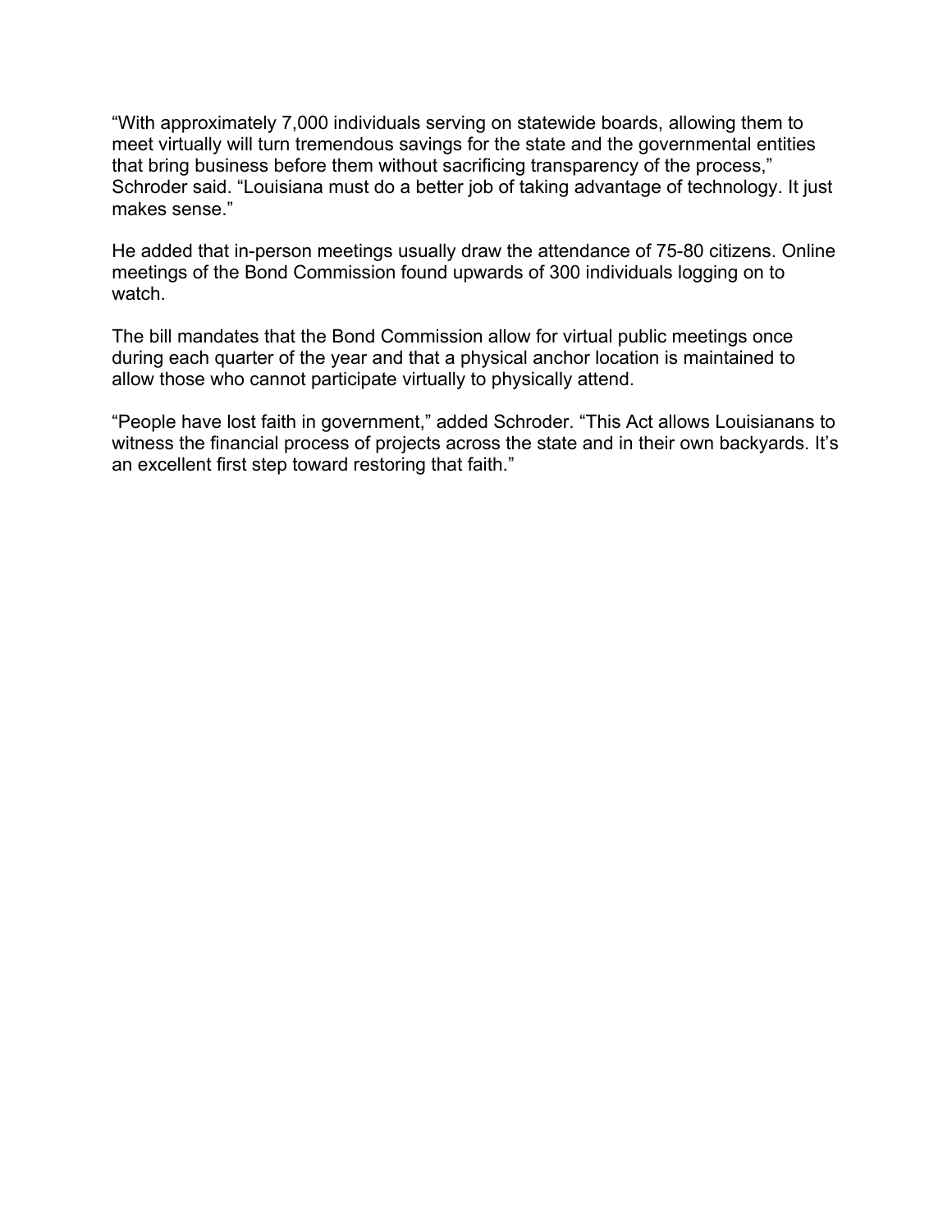“With approximately 7,000 individuals serving on statewide boards, allowing them to meet virtually will turn tremendous savings for the state and the governmental entities that bring business before them without sacrificing transparency of the process,” Schroder said. “Louisiana must do a better job of taking advantage of technology. It just makes sense.”

He added that in-person meetings usually draw the attendance of 75-80 citizens. Online meetings of the Bond Commission found upwards of 300 individuals logging on to watch.

The bill mandates that the Bond Commission allow for virtual public meetings once during each quarter of the year and that a physical anchor location is maintained to allow those who cannot participate virtually to physically attend.

“People have lost faith in government,” added Schroder. “This Act allows Louisianans to witness the financial process of projects across the state and in their own backyards. It’s an excellent first step toward restoring that faith.”